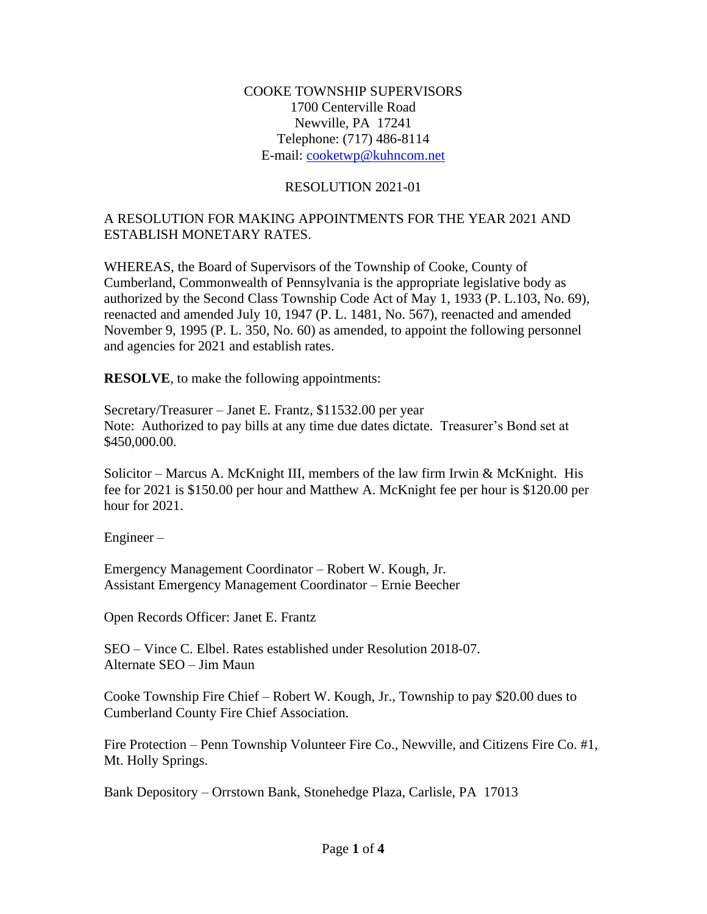COOKE TOWNSHIP SUPERVISORS
1700 Centerville Road
Newville, PA 17241
Telephone: (717) 486-8114
E-mail: cooketwp@kuhncom.net

RESOLUTION 2021-01

A RESOLUTION FOR MAKING APPOINTMENTS FOR THE YEAR 2021 AND ESTABLISH MONETARY RATES.

WHEREAS, the Board of Supervisors of the Township of Cooke, County of Cumberland, Commonwealth of Pennsylvania is the appropriate legislative body as authorized by the Second Class Township Code Act of May 1, 1933 (P. L.103, No. 69), reenacted and amended July 10, 1947 (P. L. 1481, No. 567), reenacted and amended November 9, 1995 (P. L. 350, No. 60) as amended, to appoint the following personnel and agencies for 2021 and establish rates.

**RESOLVE**, to make the following appointments:

Secretary/Treasurer – Janet E. Frantz, $11532.00 per year
Note: Authorized to pay bills at any time due dates dictate. Treasurer's Bond set at $450,000.00.

Solicitor – Marcus A. McKnight III, members of the law firm Irwin & McKnight. His fee for 2021 is $150.00 per hour and Matthew A. McKnight fee per hour is $120.00 per hour for 2021.

Engineer –

Emergency Management Coordinator – Robert W. Kough, Jr.
Assistant Emergency Management Coordinator – Ernie Beecher

Open Records Officer: Janet E. Frantz

SEO – Vince C. Elbel. Rates established under Resolution 2018-07.
Alternate SEO – Jim Maun

Cooke Township Fire Chief – Robert W. Kough, Jr., Township to pay $20.00 dues to Cumberland County Fire Chief Association.

Fire Protection – Penn Township Volunteer Fire Co., Newville, and Citizens Fire Co. #1, Mt. Holly Springs.

Bank Depository – Orrstown Bank, Stonehedge Plaza, Carlisle, PA 17013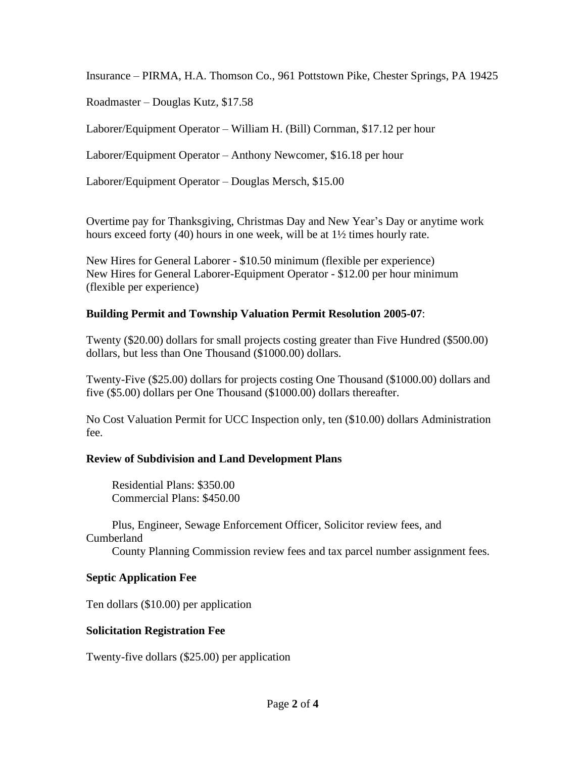Insurance – PIRMA, H.A. Thomson Co., 961 Pottstown Pike, Chester Springs, PA 19425

Roadmaster – Douglas Kutz, $17.58

Laborer/Equipment Operator – William H. (Bill) Cornman, $17.12 per hour

Laborer/Equipment Operator – Anthony Newcomer, $16.18 per hour

Laborer/Equipment Operator – Douglas Mersch, $15.00

Overtime pay for Thanksgiving, Christmas Day and New Year's Day or anytime work hours exceed forty (40) hours in one week, will be at 1½ times hourly rate.

New Hires for General Laborer - $10.50 minimum (flexible per experience)
New Hires for General Laborer-Equipment Operator - $12.00 per hour minimum (flexible per experience)

**Building Permit and Township Valuation Permit Resolution 2005-07**:

Twenty ($20.00) dollars for small projects costing greater than Five Hundred ($500.00) dollars, but less than One Thousand ($1000.00) dollars.

Twenty-Five ($25.00) dollars for projects costing One Thousand ($1000.00) dollars and five ($5.00) dollars per One Thousand ($1000.00) dollars thereafter.

No Cost Valuation Permit for UCC Inspection only, ten ($10.00) dollars Administration fee.

**Review of Subdivision and Land Development Plans**

Residential Plans: $350.00
Commercial Plans: $450.00

Plus, Engineer, Sewage Enforcement Officer, Solicitor review fees, and Cumberland County Planning Commission review fees and tax parcel number assignment fees.

**Septic Application Fee**

Ten dollars ($10.00) per application

**Solicitation Registration Fee**

Twenty-five dollars ($25.00) per application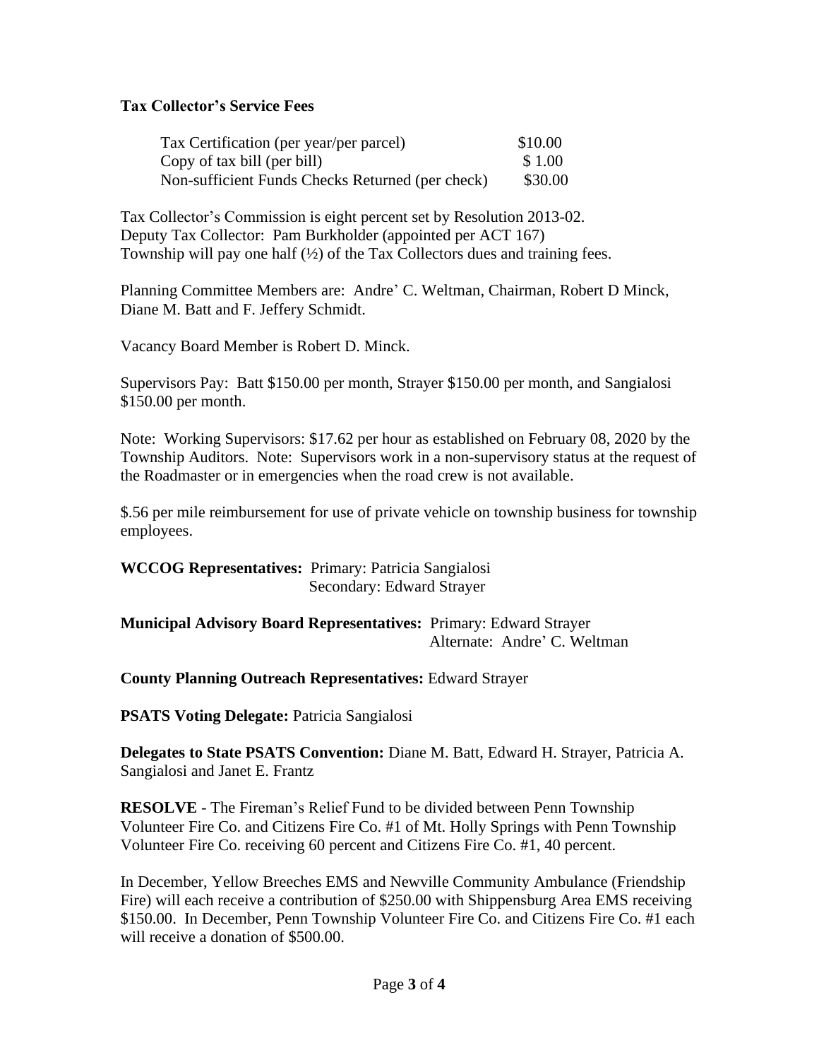**Tax Collector's Service Fees**

| | |
|---|---|
| Tax Certification (per year/per parcel) | \$10.00 |
| Copy of tax bill (per bill) | \$ 1.00 |
| Non-sufficient Funds Checks Returned (per check) | \$30.00 |

Tax Collector's Commission is eight percent set by Resolution 2013-02.
Deputy Tax Collector: Pam Burkholder (appointed per ACT 167)
Township will pay one half (½) of the Tax Collectors dues and training fees.

Planning Committee Members are: Andre' C. Weltman, Chairman, Robert D Minck, Diane M. Batt and F. Jeffery Schmidt.

Vacancy Board Member is Robert D. Minck.

Supervisors Pay: Batt \$150.00 per month, Strayer \$150.00 per month, and Sangialosi \$150.00 per month.

Note: Working Supervisors: \$17.62 per hour as established on February 08, 2020 by the Township Auditors. Note: Supervisors work in a non-supervisory status at the request of the Roadmaster or in emergencies when the road crew is not available.

\$.56 per mile reimbursement for use of private vehicle on township business for township employees.

**WCCOG Representatives:** Primary: Patricia Sangialosi
Secondary: Edward Strayer

**Municipal Advisory Board Representatives:** Primary: Edward Strayer
Alternate: Andre' C. Weltman

**County Planning Outreach Representatives:** Edward Strayer

**PSATS Voting Delegate:** Patricia Sangialosi

**Delegates to State PSATS Convention:** Diane M. Batt, Edward H. Strayer, Patricia A. Sangialosi and Janet E. Frantz

**RESOLVE** - The Fireman's Relief Fund to be divided between Penn Township Volunteer Fire Co. and Citizens Fire Co. #1 of Mt. Holly Springs with Penn Township Volunteer Fire Co. receiving 60 percent and Citizens Fire Co. #1, 40 percent.

In December, Yellow Breeches EMS and Newville Community Ambulance (Friendship Fire) will each receive a contribution of \$250.00 with Shippensburg Area EMS receiving \$150.00. In December, Penn Township Volunteer Fire Co. and Citizens Fire Co. #1 each will receive a donation of \$500.00.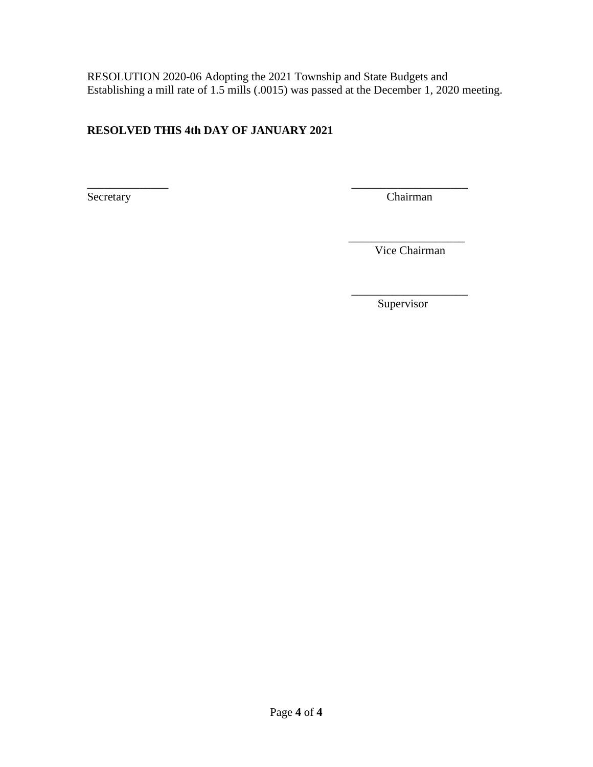RESOLUTION 2020-06 Adopting the 2021 Township and State Budgets and Establishing a mill rate of 1.5 mills (.0015) was passed at the December 1, 2020 meeting.

**RESOLVED THIS 4th DAY OF JANUARY 2021**

______________ ____________________

Secretary Chairman

____________________

Vice Chairman

____________________

Supervisor